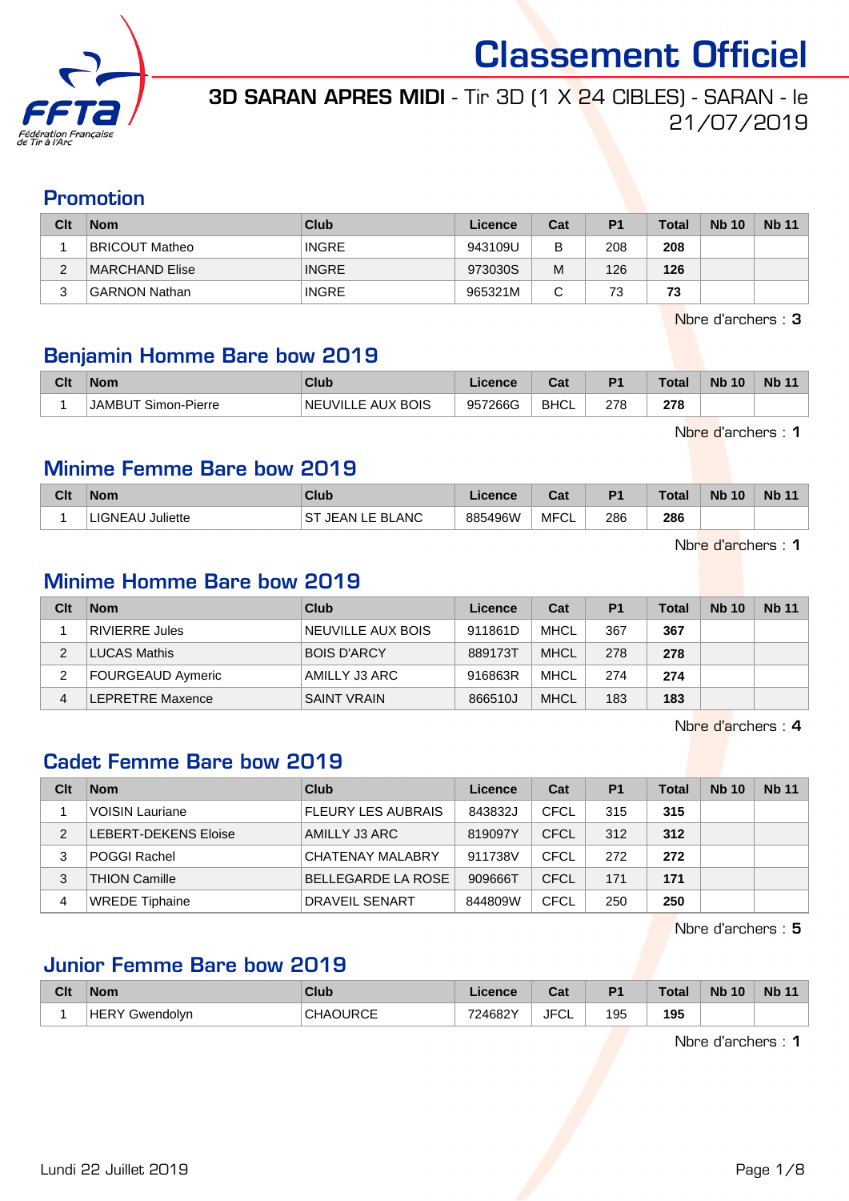# Classement Officiel

## 3D SARAN APRES MIDI - Tir 3D (1 X 24 CIBLES) - SARAN - le 21/07/2019

### Promotion

| Clt | Nom | Club | Licence | Cat | P1 | Total | Nb 10 | Nb 11 |
|---|---|---|---|---|---|---|---|---|
| 1 | BRICOUT Matheo | INGRE | 943109U | B | 208 | **208** | | |
| 2 | MARCHAND Elise | INGRE | 973030S | M | 126 | **126** | | |
| 3 | GARNON Nathan | INGRE | 965321M | C | 73 | **73** | | |

Nbre d'archers : **3**

### Benjamin Homme Bare bow 2019

| Clt | Nom | Club | Licence | Cat | P1 | Total | Nb 10 | Nb 11 |
|---|---|---|---|---|---|---|---|---|
| 1 | JAMBUT Simon-Pierre | NEUVILLE AUX BOIS | 957266G | BHCL | 278 | **278** | | |

Nbre d'archers : **1**

### Minime Femme Bare bow 2019

| Clt | Nom | Club | Licence | Cat | P1 | Total | Nb 10 | Nb 11 |
|---|---|---|---|---|---|---|---|---|
| 1 | LIGNEAU Juliette | ST JEAN LE BLANC | 885496W | MFCL | 286 | **286** | | |

Nbre d'archers : **1**

### Minime Homme Bare bow 2019

| Clt | Nom | Club | Licence | Cat | P1 | Total | Nb 10 | Nb 11 |
|---|---|---|---|---|---|---|---|---|
| 1 | RIVIERRE Jules | NEUVILLE AUX BOIS | 911861D | MHCL | 367 | **367** | | |
| 2 | LUCAS Mathis | BOIS D'ARCY | 889173T | MHCL | 278 | **278** | | |
| 2 | FOURGEAUD Aymeric | AMILLY J3 ARC | 916863R | MHCL | 274 | **274** | | |
| 4 | LEPRETRE Maxence | SAINT VRAIN | 866510J | MHCL | 183 | **183** | | |

Nbre d'archers : **4**

### Cadet Femme Bare bow 2019

| Clt | Nom | Club | Licence | Cat | P1 | Total | Nb 10 | Nb 11 |
|---|---|---|---|---|---|---|---|---|
| 1 | VOISIN Lauriane | FLEURY LES AUBRAIS | 843832J | CFCL | 315 | **315** | | |
| 2 | LEBERT-DEKENS Eloise | AMILLY J3 ARC | 819097Y | CFCL | 312 | **312** | | |
| 3 | POGGI Rachel | CHATENAY MALABRY | 911738V | CFCL | 272 | **272** | | |
| 3 | THION Camille | BELLEGARDE LA ROSE | 909666T | CFCL | 171 | **171** | | |
| 4 | WREDE Tiphaine | DRAVEIL SENART | 844809W | CFCL | 250 | **250** | | |

Nbre d'archers : **5**

### Junior Femme Bare bow 2019

| Clt | Nom | Club | Licence | Cat | P1 | Total | Nb 10 | Nb 11 |
|---|---|---|---|---|---|---|---|---|
| 1 | HERY Gwendolyn | CHAOURCE | 724682Y | JFCL | 195 | **195** | | |

Nbre d'archers : **1**

Lundi 22 Juillet 2019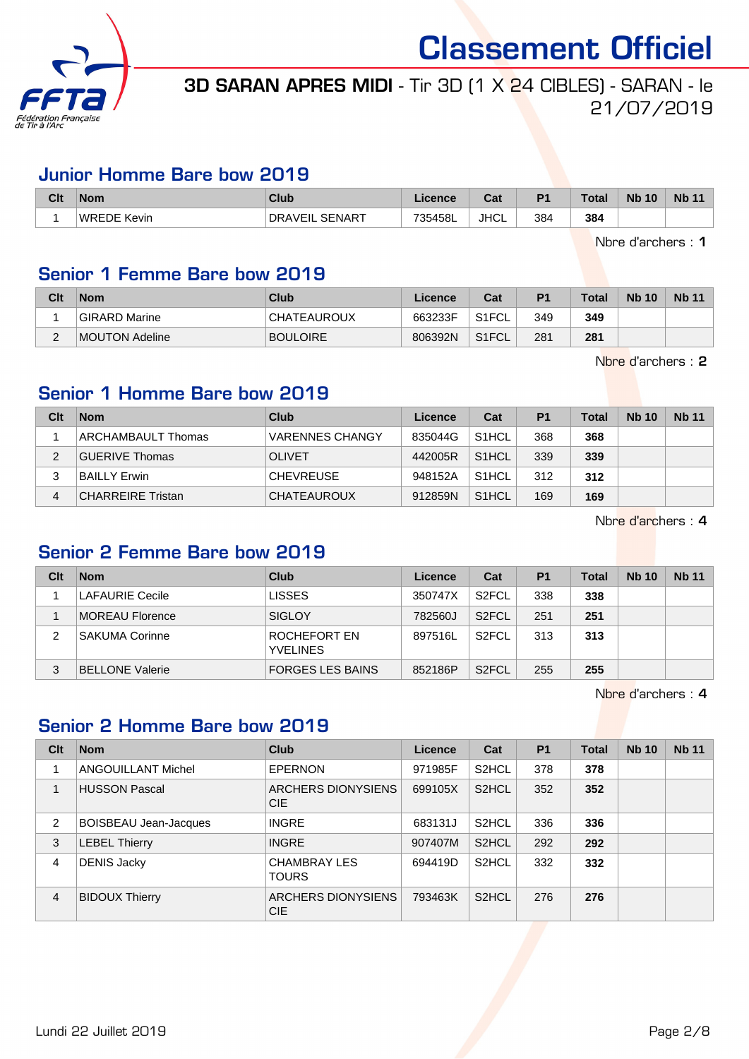# Classement Officiel

**3D SARAN APRES MIDI** - Tir 3D (1 X 24 CIBLES) - SARAN - le 21/07/2019

## Junior Homme Bare bow 2019

| Clt | Nom | Club | Licence | Cat | P1 | Total | Nb 10 | Nb 11 |
|---|---|---|---|---|---|---|---|---|
| 1 | WREDE Kevin | DRAVEIL SENART | 735458L | JHCL | 384 | **384** | | |

Nbre d'archers : **1**

## Senior 1 Femme Bare bow 2019

| Clt | Nom | Club | Licence | Cat | P1 | Total | Nb 10 | Nb 11 |
|---|---|---|---|---|---|---|---|---|
| 1 | GIRARD Marine | CHATEAUROUX | 663233F | S1FCL | 349 | **349** | | |
| 2 | MOUTON Adeline | BOULOIRE | 806392N | S1FCL | 281 | **281** | | |

Nbre d'archers : **2**

## Senior 1 Homme Bare bow 2019

| Clt | Nom | Club | Licence | Cat | P1 | Total | Nb 10 | Nb 11 |
|---|---|---|---|---|---|---|---|---|
| 1 | ARCHAMBAULT Thomas | VARENNES CHANGY | 835044G | S1HCL | 368 | **368** | | |
| 2 | GUERIVE Thomas | OLIVET | 442005R | S1HCL | 339 | **339** | | |
| 3 | BAILLY Erwin | CHEVREUSE | 948152A | S1HCL | 312 | **312** | | |
| 4 | CHARREIRE Tristan | CHATEAUROUX | 912859N | S1HCL | 169 | **169** | | |

Nbre d'archers : **4**

## Senior 2 Femme Bare bow 2019

| Clt | Nom | Club | Licence | Cat | P1 | Total | Nb 10 | Nb 11 |
|---|---|---|---|---|---|---|---|---|
| 1 | LAFAURIE Cecile | LISSES | 350747X | S2FCL | 338 | **338** | | |
| 1 | MOREAU Florence | SIGLOY | 782560J | S2FCL | 251 | **251** | | |
| 2 | SAKUMA Corinne | ROCHEFORT EN YVELINES | 897516L | S2FCL | 313 | **313** | | |
| 3 | BELLONE Valerie | FORGES LES BAINS | 852186P | S2FCL | 255 | **255** | | |

Nbre d'archers : **4**

## Senior 2 Homme Bare bow 2019

| Clt | Nom | Club | Licence | Cat | P1 | Total | Nb 10 | Nb 11 |
|---|---|---|---|---|---|---|---|---|
| 1 | ANGOUILLANT Michel | EPERNON | 971985F | S2HCL | 378 | **378** | | |
| 1 | HUSSON Pascal | ARCHERS DIONYSIENS CIE | 699105X | S2HCL | 352 | **352** | | |
| 2 | BOISBEAU Jean-Jacques | INGRE | 683131J | S2HCL | 336 | **336** | | |
| 3 | LEBEL Thierry | INGRE | 907407M | S2HCL | 292 | **292** | | |
| 4 | DENIS Jacky | CHAMBRAY LES TOURS | 694419D | S2HCL | 332 | **332** | | |
| 4 | BIDOUX Thierry | ARCHERS DIONYSIENS CIE | 793463K | S2HCL | 276 | **276** | | |

Lundi 22 Juillet 2019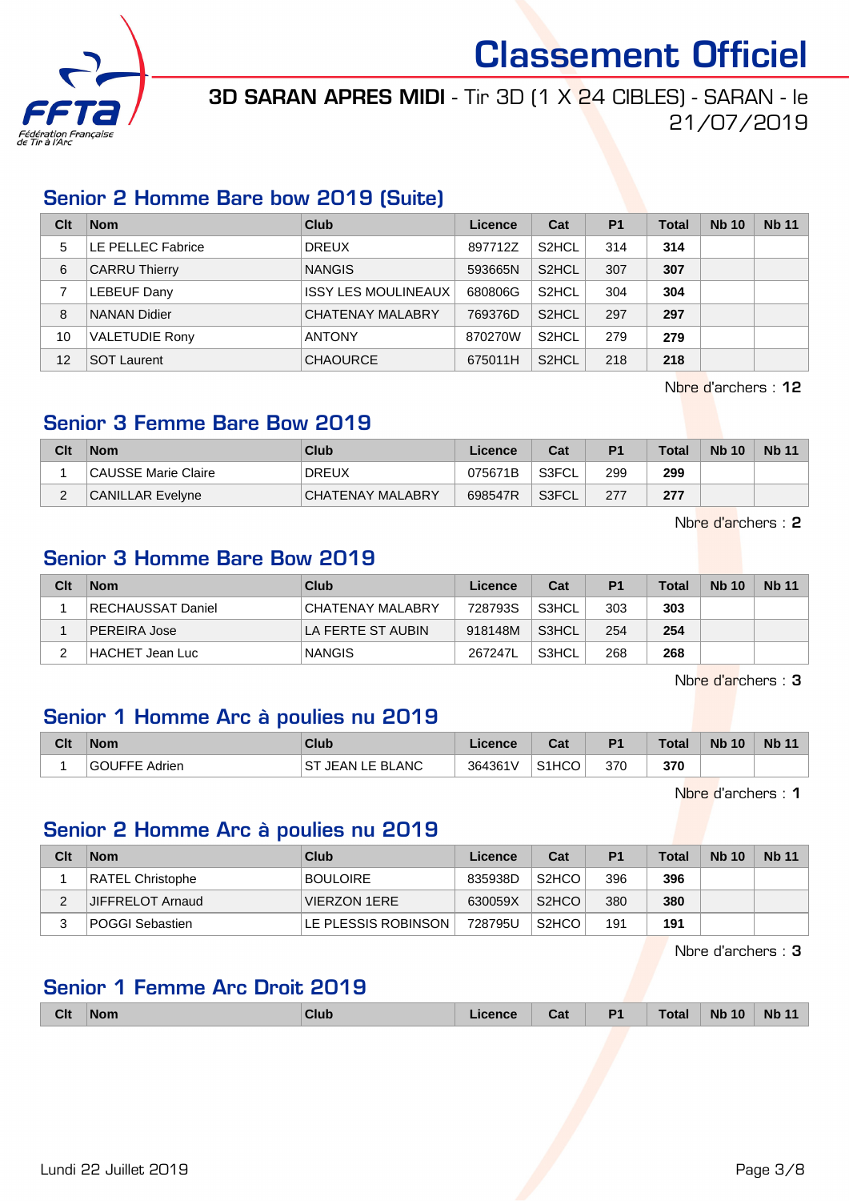# Classement Officiel

**3D SARAN APRES MIDI** - Tir 3D (1 X 24 CIBLES) - SARAN - le 21/07/2019

## Senior 2 Homme Bare bow 2019 (Suite)

| Clt | Nom | Club | Licence | Cat | P1 | Total | Nb 10 | Nb 11 |
|---|---|---|---|---|---|---|---|---|
| 5 | LE PELLEC Fabrice | DREUX | 897712Z | S2HCL | 314 | **314** | | |
| 6 | CARRU Thierry | NANGIS | 593665N | S2HCL | 307 | **307** | | |
| 7 | LEBEUF Dany | ISSY LES MOULINEAUX | 680806G | S2HCL | 304 | **304** | | |
| 8 | NANAN Didier | CHATENAY MALABRY | 769376D | S2HCL | 297 | **297** | | |
| 10 | VALETUDIE Rony | ANTONY | 870270W | S2HCL | 279 | **279** | | |
| 12 | SOT Laurent | CHAOURCE | 675011H | S2HCL | 218 | **218** | | |

Nbre d'archers : **12**

## Senior 3 Femme Bare Bow 2019

| Clt | Nom | Club | Licence | Cat | P1 | Total | Nb 10 | Nb 11 |
|---|---|---|---|---|---|---|---|---|
| 1 | CAUSSE Marie Claire | DREUX | 075671B | S3FCL | 299 | **299** | | |
| 2 | CANILLAR Evelyne | CHATENAY MALABRY | 698547R | S3FCL | 277 | **277** | | |

Nbre d'archers : **2**

## Senior 3 Homme Bare Bow 2019

| Clt | Nom | Club | Licence | Cat | P1 | Total | Nb 10 | Nb 11 |
|---|---|---|---|---|---|---|---|---|
| 1 | RECHAUSSAT Daniel | CHATENAY MALABRY | 728793S | S3HCL | 303 | **303** | | |
| 1 | PEREIRA Jose | LA FERTE ST AUBIN | 918148M | S3HCL | 254 | **254** | | |
| 2 | HACHET Jean Luc | NANGIS | 267247L | S3HCL | 268 | **268** | | |

Nbre d'archers : **3**

## Senior 1 Homme Arc à poulies nu 2019

| Clt | Nom | Club | Licence | Cat | P1 | Total | Nb 10 | Nb 11 |
|---|---|---|---|---|---|---|---|---|
| 1 | GOUFFE Adrien | ST JEAN LE BLANC | 364361V | S1HCO | 370 | **370** | | |

Nbre d'archers : **1**

## Senior 2 Homme Arc à poulies nu 2019

| Clt | Nom | Club | Licence | Cat | P1 | Total | Nb 10 | Nb 11 |
|---|---|---|---|---|---|---|---|---|
| 1 | RATEL Christophe | BOULOIRE | 835938D | S2HCO | 396 | **396** | | |
| 2 | JIFFRELOT Arnaud | VIERZON 1ERE | 630059X | S2HCO | 380 | **380** | | |
| 3 | POGGI Sebastien | LE PLESSIS ROBINSON | 728795U | S2HCO | 191 | **191** | | |

Nbre d'archers : **3**

## Senior 1 Femme Arc Droit 2019

| Clt | Nom | Club | Licence | Cat | P1 | Total | Nb 10 | Nb 11 |
|---|---|---|---|---|---|---|---|---|

Lundi 22 Juillet 2019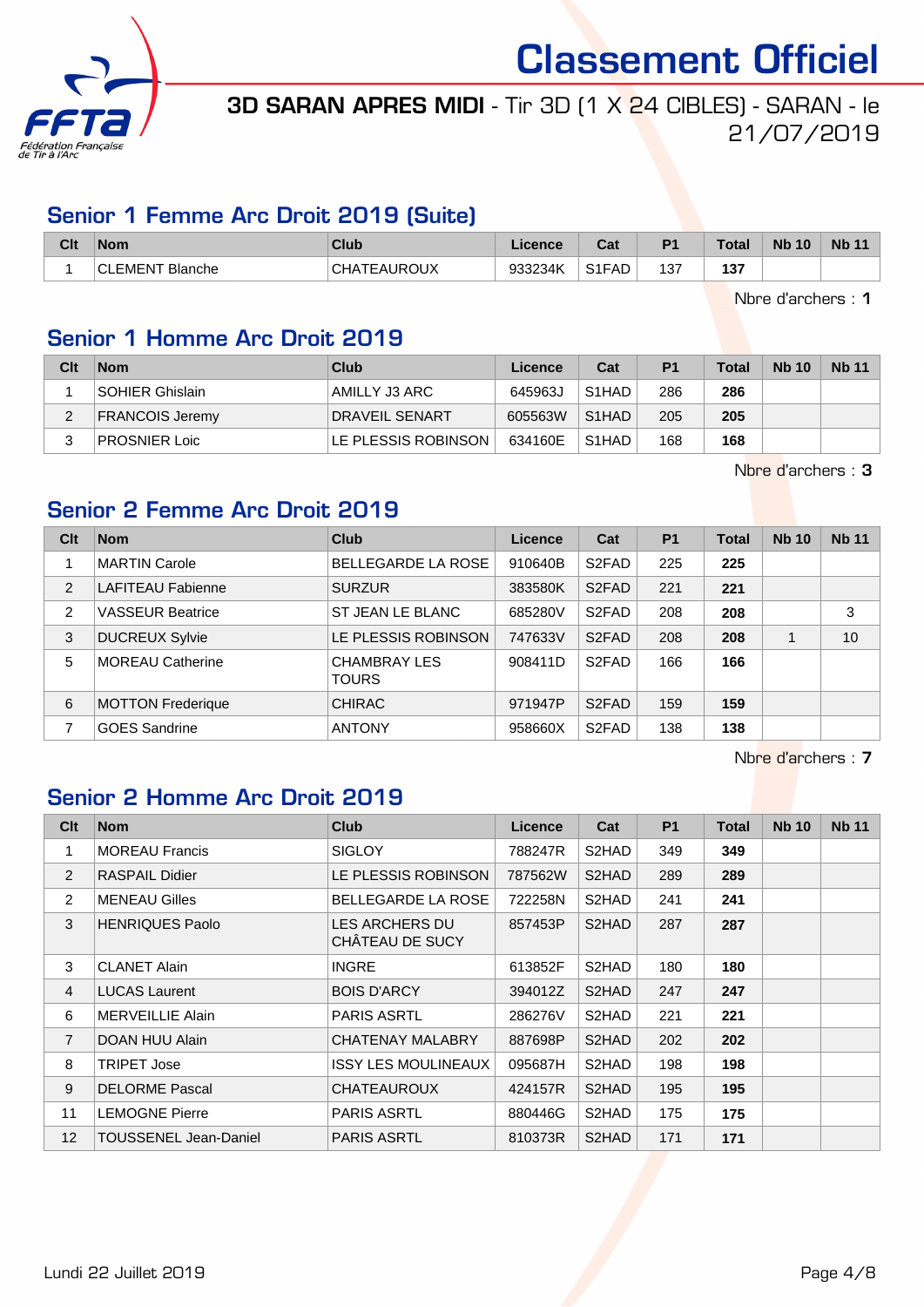# Classement Officiel

**3D SARAN APRES MIDI** - Tir 3D (1 X 24 CIBLES) - SARAN - le 21/07/2019

## Senior 1 Femme Arc Droit 2019 (Suite)

| Clt | Nom | Club | Licence | Cat | P1 | Total | Nb 10 | Nb 11 |
|---|---|---|---|---|---|---|---|---|
| 1 | CLEMENT Blanche | CHATEAUROUX | 933234K | S1FAD | 137 | **137** | | |

Nbre d'archers : **1**

## Senior 1 Homme Arc Droit 2019

| Clt | Nom | Club | Licence | Cat | P1 | Total | Nb 10 | Nb 11 |
|---|---|---|---|---|---|---|---|---|
| 1 | SOHIER Ghislain | AMILLY J3 ARC | 645963J | S1HAD | 286 | **286** | | |
| 2 | FRANCOIS Jeremy | DRAVEIL SENART | 605563W | S1HAD | 205 | **205** | | |
| 3 | PROSNIER Loic | LE PLESSIS ROBINSON | 634160E | S1HAD | 168 | **168** | | |

Nbre d'archers : **3**

## Senior 2 Femme Arc Droit 2019

| Clt | Nom | Club | Licence | Cat | P1 | Total | Nb 10 | Nb 11 |
|---|---|---|---|---|---|---|---|---|
| 1 | MARTIN Carole | BELLEGARDE LA ROSE | 910640B | S2FAD | 225 | **225** | | |
| 2 | LAFITEAU Fabienne | SURZUR | 383580K | S2FAD | 221 | **221** | | |
| 2 | VASSEUR Beatrice | ST JEAN LE BLANC | 685280V | S2FAD | 208 | **208** | | 3 |
| 3 | DUCREUX Sylvie | LE PLESSIS ROBINSON | 747633V | S2FAD | 208 | **208** | 1 | 10 |
| 5 | MOREAU Catherine | CHAMBRAY LES TOURS | 908411D | S2FAD | 166 | **166** | | |
| 6 | MOTTON Frederique | CHIRAC | 971947P | S2FAD | 159 | **159** | | |
| 7 | GOES Sandrine | ANTONY | 958660X | S2FAD | 138 | **138** | | |

Nbre d'archers : **7**

## Senior 2 Homme Arc Droit 2019

| Clt | Nom | Club | Licence | Cat | P1 | Total | Nb 10 | Nb 11 |
|---|---|---|---|---|---|---|---|---|
| 1 | MOREAU Francis | SIGLOY | 788247R | S2HAD | 349 | **349** | | |
| 2 | RASPAIL Didier | LE PLESSIS ROBINSON | 787562W | S2HAD | 289 | **289** | | |
| 2 | MENEAU Gilles | BELLEGARDE LA ROSE | 722258N | S2HAD | 241 | **241** | | |
| 3 | HENRIQUES Paolo | LES ARCHERS DU CHÂTEAU DE SUCY | 857453P | S2HAD | 287 | **287** | | |
| 3 | CLANET Alain | INGRE | 613852F | S2HAD | 180 | **180** | | |
| 4 | LUCAS Laurent | BOIS D'ARCY | 394012Z | S2HAD | 247 | **247** | | |
| 6 | MERVEILLIE Alain | PARIS ASRTL | 286276V | S2HAD | 221 | **221** | | |
| 7 | DOAN HUU Alain | CHATENAY MALABRY | 887698P | S2HAD | 202 | **202** | | |
| 8 | TRIPET Jose | ISSY LES MOULINEAUX | 095687H | S2HAD | 198 | **198** | | |
| 9 | DELORME Pascal | CHATEAUROUX | 424157R | S2HAD | 195 | **195** | | |
| 11 | LEMOGNE Pierre | PARIS ASRTL | 880446G | S2HAD | 175 | **175** | | |
| 12 | TOUSSENEL Jean-Daniel | PARIS ASRTL | 810373R | S2HAD | 171 | **171** | | |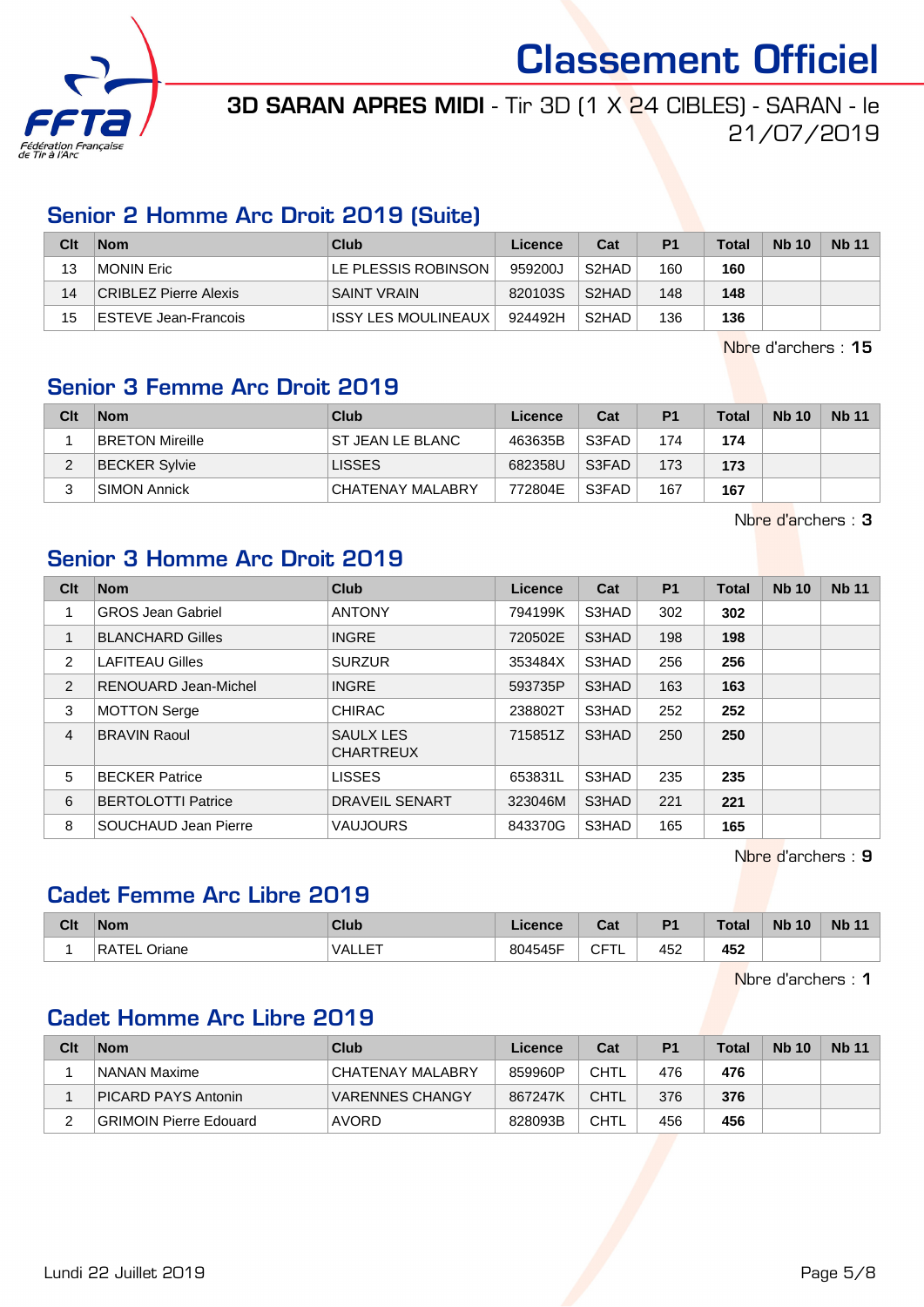# Classement Officiel

**3D SARAN APRES MIDI** - Tir 3D (1 X 24 CIBLES) - SARAN - le 21/07/2019

## Senior 2 Homme Arc Droit 2019 (Suite)

| Clt | Nom | Club | Licence | Cat | P1 | Total | Nb 10 | Nb 11 |
|---|---|---|---|---|---|---|---|---|
| 13 | MONIN Eric | LE PLESSIS ROBINSON | 959200J | S2HAD | 160 | **160** | | |
| 14 | CRIBLEZ Pierre Alexis | SAINT VRAIN | 820103S | S2HAD | 148 | **148** | | |
| 15 | ESTEVE Jean-Francois | ISSY LES MOULINEAUX | 924492H | S2HAD | 136 | **136** | | |

Nbre d'archers : **15**

## Senior 3 Femme Arc Droit 2019

| Clt | Nom | Club | Licence | Cat | P1 | Total | Nb 10 | Nb 11 |
|---|---|---|---|---|---|---|---|---|
| 1 | BRETON Mireille | ST JEAN LE BLANC | 463635B | S3FAD | 174 | **174** | | |
| 2 | BECKER Sylvie | LISSES | 682358U | S3FAD | 173 | **173** | | |
| 3 | SIMON Annick | CHATENAY MALABRY | 772804E | S3FAD | 167 | **167** | | |

Nbre d'archers : **3**

## Senior 3 Homme Arc Droit 2019

| Clt | Nom | Club | Licence | Cat | P1 | Total | Nb 10 | Nb 11 |
|---|---|---|---|---|---|---|---|---|
| 1 | GROS Jean Gabriel | ANTONY | 794199K | S3HAD | 302 | **302** | | |
| 1 | BLANCHARD Gilles | INGRE | 720502E | S3HAD | 198 | **198** | | |
| 2 | LAFITEAU Gilles | SURZUR | 353484X | S3HAD | 256 | **256** | | |
| 2 | RENOUARD Jean-Michel | INGRE | 593735P | S3HAD | 163 | **163** | | |
| 3 | MOTTON Serge | CHIRAC | 238802T | S3HAD | 252 | **252** | | |
| 4 | BRAVIN Raoul | SAULX LES CHARTREUX | 715851Z | S3HAD | 250 | **250** | | |
| 5 | BECKER Patrice | LISSES | 653831L | S3HAD | 235 | **235** | | |
| 6 | BERTOLOTTI Patrice | DRAVEIL SENART | 323046M | S3HAD | 221 | **221** | | |
| 8 | SOUCHAUD Jean Pierre | VAUJOURS | 843370G | S3HAD | 165 | **165** | | |

Nbre d'archers : **9**

## Cadet Femme Arc Libre 2019

| Clt | Nom | Club | Licence | Cat | P1 | Total | Nb 10 | Nb 11 |
|---|---|---|---|---|---|---|---|---|
| 1 | RATEL Oriane | VALLET | 804545F | CFTL | 452 | **452** | | |

Nbre d'archers : **1**

## Cadet Homme Arc Libre 2019

| Clt | Nom | Club | Licence | Cat | P1 | Total | Nb 10 | Nb 11 |
|---|---|---|---|---|---|---|---|---|
| 1 | NANAN Maxime | CHATENAY MALABRY | 859960P | CHTL | 476 | **476** | | |
| 1 | PICARD PAYS Antonin | VARENNES CHANGY | 867247K | CHTL | 376 | **376** | | |
| 2 | GRIMOIN Pierre Edouard | AVORD | 828093B | CHTL | 456 | **456** | | |

Lundi 22 Juillet 2019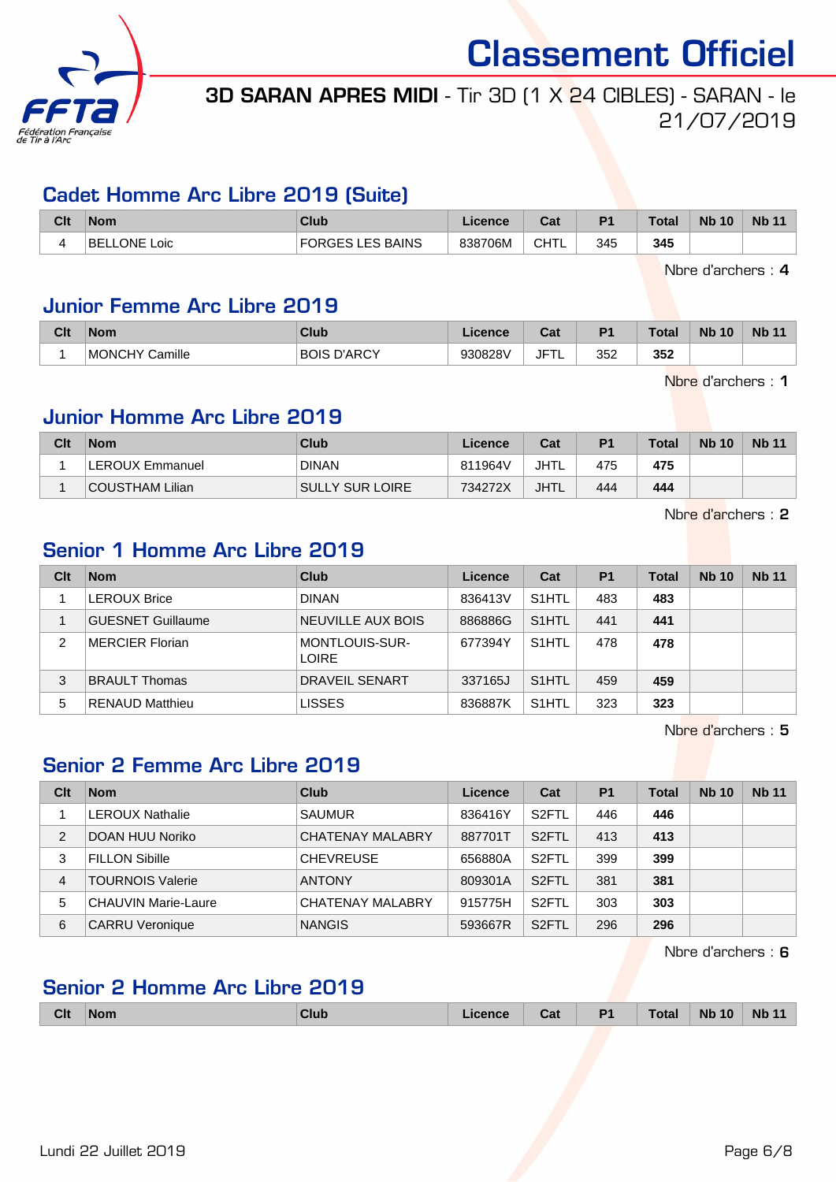# Classement Officiel

**3D SARAN APRES MIDI** - Tir 3D (1 X 24 CIBLES) - SARAN - le 21/07/2019

## Cadet Homme Arc Libre 2019 (Suite)

| Clt | Nom | Club | Licence | Cat | P1 | Total | Nb 10 | Nb 11 |
|---|---|---|---|---|---|---|---|---|
| 4 | BELLONE Loic | FORGES LES BAINS | 838706M | CHTL | 345 | **345** | | |

Nbre d'archers : **4**

## Junior Femme Arc Libre 2019

| Clt | Nom | Club | Licence | Cat | P1 | Total | Nb 10 | Nb 11 |
|---|---|---|---|---|---|---|---|---|
| 1 | MONCHY Camille | BOIS D'ARCY | 930828V | JFTL | 352 | **352** | | |

Nbre d'archers : **1**

## Junior Homme Arc Libre 2019

| Clt | Nom | Club | Licence | Cat | P1 | Total | Nb 10 | Nb 11 |
|---|---|---|---|---|---|---|---|---|
| 1 | LEROUX Emmanuel | DINAN | 811964V | JHTL | 475 | **475** | | |
| 1 | COUSTHAM Lilian | SULLY SUR LOIRE | 734272X | JHTL | 444 | **444** | | |

Nbre d'archers : **2**

## Senior 1 Homme Arc Libre 2019

| Clt | Nom | Club | Licence | Cat | P1 | Total | Nb 10 | Nb 11 |
|---|---|---|---|---|---|---|---|---|
| 1 | LEROUX Brice | DINAN | 836413V | S1HTL | 483 | **483** | | |
| 1 | GUESNET Guillaume | NEUVILLE AUX BOIS | 886886G | S1HTL | 441 | **441** | | |
| 2 | MERCIER Florian | MONTLOUIS-SUR-LOIRE | 677394Y | S1HTL | 478 | **478** | | |
| 3 | BRAULT Thomas | DRAVEIL SENART | 337165J | S1HTL | 459 | **459** | | |
| 5 | RENAUD Matthieu | LISSES | 836887K | S1HTL | 323 | **323** | | |

Nbre d'archers : **5**

## Senior 2 Femme Arc Libre 2019

| Clt | Nom | Club | Licence | Cat | P1 | Total | Nb 10 | Nb 11 |
|---|---|---|---|---|---|---|---|---|
| 1 | LEROUX Nathalie | SAUMUR | 836416Y | S2FTL | 446 | **446** | | |
| 2 | DOAN HUU Noriko | CHATENAY MALABRY | 887701T | S2FTL | 413 | **413** | | |
| 3 | FILLON Sibille | CHEVREUSE | 656880A | S2FTL | 399 | **399** | | |
| 4 | TOURNOIS Valerie | ANTONY | 809301A | S2FTL | 381 | **381** | | |
| 5 | CHAUVIN Marie-Laure | CHATENAY MALABRY | 915775H | S2FTL | 303 | **303** | | |
| 6 | CARRU Veronique | NANGIS | 593667R | S2FTL | 296 | **296** | | |

Nbre d'archers : **6**

## Senior 2 Homme Arc Libre 2019

| Clt | Nom | Club | Licence | Cat | P1 | Total | Nb 10 | Nb 11 |
|---|---|---|---|---|---|---|---|---|

Lundi 22 Juillet 2019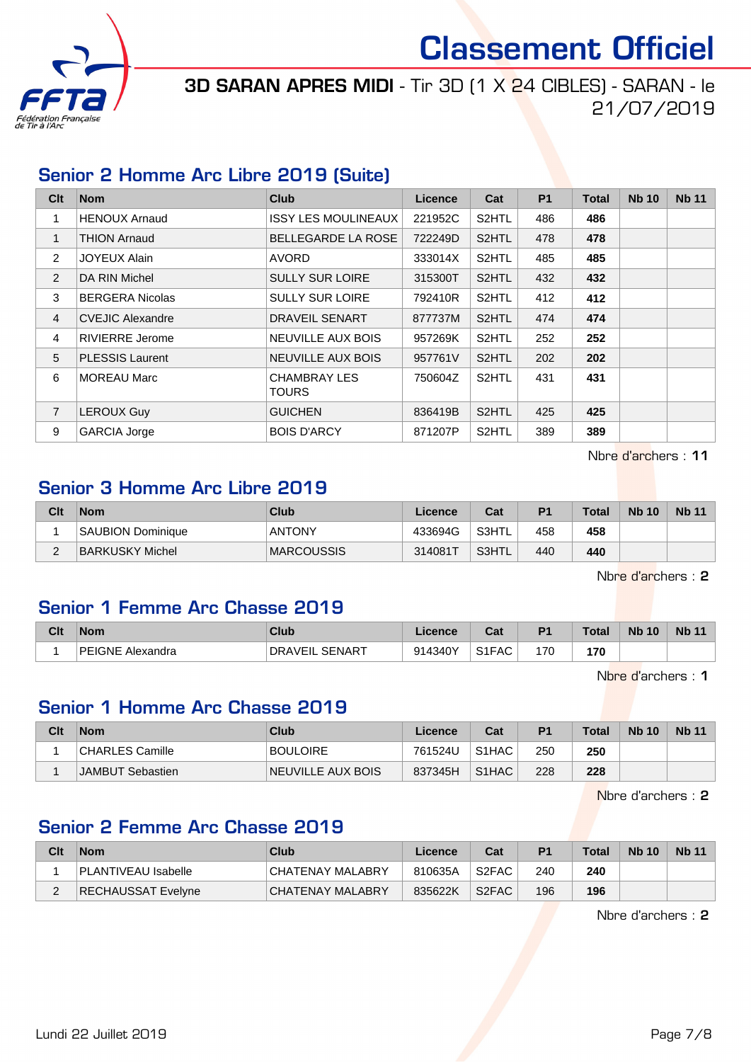# Classement Officiel

**3D SARAN APRES MIDI** - Tir 3D (1 X 24 CIBLES) - SARAN - le 21/07/2019

## Senior 2 Homme Arc Libre 2019 (Suite)

| Clt | Nom | Club | Licence | Cat | P1 | Total | Nb 10 | Nb 11 |
|---|---|---|---|---|---|---|---|---|
| 1 | HENOUX Arnaud | ISSY LES MOULINEAUX | 221952C | S2HTL | 486 | **486** | | |
| 1 | THION Arnaud | BELLEGARDE LA ROSE | 722249D | S2HTL | 478 | **478** | | |
| 2 | JOYEUX Alain | AVORD | 333014X | S2HTL | 485 | **485** | | |
| 2 | DA RIN Michel | SULLY SUR LOIRE | 315300T | S2HTL | 432 | **432** | | |
| 3 | BERGERA Nicolas | SULLY SUR LOIRE | 792410R | S2HTL | 412 | **412** | | |
| 4 | CVEJIC Alexandre | DRAVEIL SENART | 877737M | S2HTL | 474 | **474** | | |
| 4 | RIVIERRE Jerome | NEUVILLE AUX BOIS | 957269K | S2HTL | 252 | **252** | | |
| 5 | PLESSIS Laurent | NEUVILLE AUX BOIS | 957761V | S2HTL | 202 | **202** | | |
| 6 | MOREAU Marc | CHAMBRAY LES TOURS | 750604Z | S2HTL | 431 | **431** | | |
| 7 | LEROUX Guy | GUICHEN | 836419B | S2HTL | 425 | **425** | | |
| 9 | GARCIA Jorge | BOIS D'ARCY | 871207P | S2HTL | 389 | **389** | | |

Nbre d'archers : **11**

## Senior 3 Homme Arc Libre 2019

| Clt | Nom | Club | Licence | Cat | P1 | Total | Nb 10 | Nb 11 |
|---|---|---|---|---|---|---|---|---|
| 1 | SAUBION Dominique | ANTONY | 433694G | S3HTL | 458 | **458** | | |
| 2 | BARKUSKY Michel | MARCOUSSIS | 314081T | S3HTL | 440 | **440** | | |

Nbre d'archers : **2**

## Senior 1 Femme Arc Chasse 2019

| Clt | Nom | Club | Licence | Cat | P1 | Total | Nb 10 | Nb 11 |
|---|---|---|---|---|---|---|---|---|
| 1 | PEIGNE Alexandra | DRAVEIL SENART | 914340Y | S1FAC | 170 | **170** | | |

Nbre d'archers : **1**

## Senior 1 Homme Arc Chasse 2019

| Clt | Nom | Club | Licence | Cat | P1 | Total | Nb 10 | Nb 11 |
|---|---|---|---|---|---|---|---|---|
| 1 | CHARLES Camille | BOULOIRE | 761524U | S1HAC | 250 | **250** | | |
| 1 | JAMBUT Sebastien | NEUVILLE AUX BOIS | 837345H | S1HAC | 228 | **228** | | |

Nbre d'archers : **2**

## Senior 2 Femme Arc Chasse 2019

| Clt | Nom | Club | Licence | Cat | P1 | Total | Nb 10 | Nb 11 |
|---|---|---|---|---|---|---|---|---|
| 1 | PLANTIVEAU Isabelle | CHATENAY MALABRY | 810635A | S2FAC | 240 | **240** | | |
| 2 | RECHAUSSAT Evelyne | CHATENAY MALABRY | 835622K | S2FAC | 196 | **196** | | |

Nbre d'archers : **2**

Lundi 22 Juillet 2019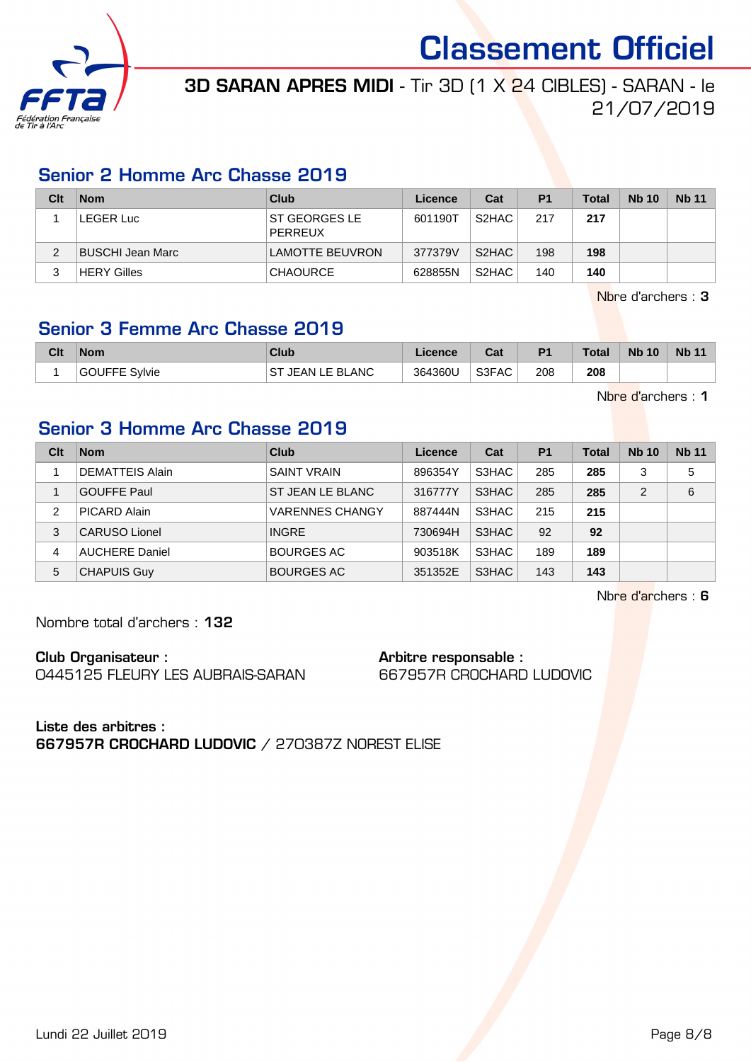# Classement Officiel

**3D SARAN APRES MIDI** - Tir 3D (1 X 24 CIBLES) - SARAN - le 21/07/2019

## Senior 2 Homme Arc Chasse 2019

| Clt | Nom | Club | Licence | Cat | P1 | Total | Nb 10 | Nb 11 |
|---|---|---|---|---|---|---|---|---|
| 1 | LEGER Luc | ST GEORGES LE PERREUX | 601190T | S2HAC | 217 | **217** | | |
| 2 | BUSCHI Jean Marc | LAMOTTE BEUVRON | 377379V | S2HAC | 198 | **198** | | |
| 3 | HERY Gilles | CHAOURCE | 628855N | S2HAC | 140 | **140** | | |

Nbre d'archers : **3**

## Senior 3 Femme Arc Chasse 2019

| Clt | Nom | Club | Licence | Cat | P1 | Total | Nb 10 | Nb 11 |
|---|---|---|---|---|---|---|---|---|
| 1 | GOUFFE Sylvie | ST JEAN LE BLANC | 364360U | S3FAC | 208 | **208** | | |

Nbre d'archers : **1**

## Senior 3 Homme Arc Chasse 2019

| Clt | Nom | Club | Licence | Cat | P1 | Total | Nb 10 | Nb 11 |
|---|---|---|---|---|---|---|---|---|
| 1 | DEMATTEIS Alain | SAINT VRAIN | 896354Y | S3HAC | 285 | **285** | 3 | 5 |
| 1 | GOUFFE Paul | ST JEAN LE BLANC | 316777Y | S3HAC | 285 | **285** | 2 | 6 |
| 2 | PICARD Alain | VARENNES CHANGY | 887444N | S3HAC | 215 | **215** | | |
| 3 | CARUSO Lionel | INGRE | 730694H | S3HAC | 92 | **92** | | |
| 4 | AUCHERE Daniel | BOURGES AC | 903518K | S3HAC | 189 | **189** | | |
| 5 | CHAPUIS Guy | BOURGES AC | 351352E | S3HAC | 143 | **143** | | |

Nbre d'archers : **6**

Nombre total d'archers : **132**

**Club Organisateur :**
0445125 FLEURY LES AUBRAIS-SARAN

**Arbitre responsable :**
667957R CROCHARD LUDOVIC

**Liste des arbitres :**
**667957R CROCHARD LUDOVIC** / 270387Z NOREST ELISE

Lundi 22 Juillet 2019